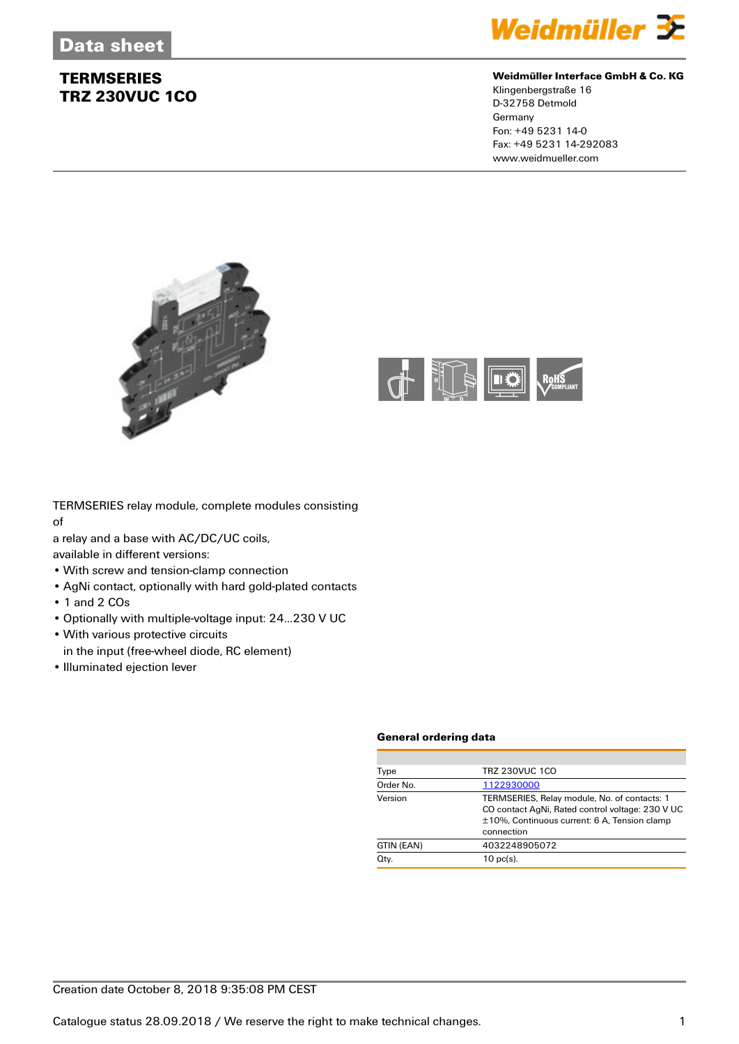Data sheet

# TERMSERIES
# TRZ 230VUC 1CO

**Weidmüller Interface GmbH & Co. KG**
Klingenbergstraße 16
D-32758 Detmold
Germany
Fon: +49 5231 14-0
Fax: +49 5231 14-292083
www.weidmueller.com

TERMSERIES relay module, complete modules consisting of
a relay and a base with AC/DC/UC coils,
available in different versions:

- With screw and tension-clamp connection
- AgNi contact, optionally with hard gold-plated contacts
- 1 and 2 COs
- Optionally with multiple-voltage input: 24...230 V UC
- With various protective circuits in the input (free-wheel diode, RC element)
- Illuminated ejection lever

### General ordering data

| | |
|---|---|
| Type | TRZ 230VUC 1CO |
| Order No. | 1122930000 |
| Version | TERMSERIES, Relay module, No. of contacts: 1 CO contact AgNi, Rated control voltage: 230 V UC ±10%, Continuous current: 6 A, Tension clamp connection |
| GTIN (EAN) | 4032248905072 |
| Qty. | 10 pc(s). |

Creation date October 8, 2018 9:35:08 PM CEST

Catalogue status 28.09.2018 / We reserve the right to make technical changes.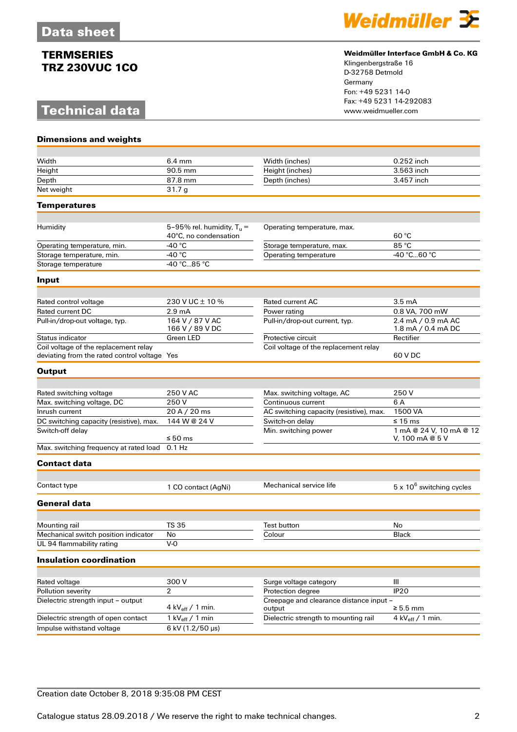# Data sheet

## TERMSERIES
## TRZ 230VUC 1CO

**Weidmüller Interface GmbH & Co. KG**
Klingenbergstraße 16
D-32758 Detmold
Germany
Fon: +49 5231 14-0
Fax: +49 5231 14-292083
www.weidmueller.com

# Technical data

### Dimensions and weights

| | | | |
|---|---|---|---|
| Width | 6.4 mm | Width (inches) | 0.252 inch |
| Height | 90.5 mm | Height (inches) | 3.563 inch |
| Depth | 87.8 mm | Depth (inches) | 3.457 inch |
| Net weight | 31.7 g | | |

### Temperatures

| | | | |
|---|---|---|---|
| Humidity | 5–95% rel. humidity, $T_u$ = 40°C, no condensation | Operating temperature, max. | 60 °C |
| Operating temperature, min. | -40 °C | Storage temperature, max. | 85 °C |
| Storage temperature, min. | -40 °C | Operating temperature | -40 °C...60 °C |
| Storage temperature | -40 °C...85 °C | | |

### Input

| | | | |
|---|---|---|---|
| Rated control voltage | 230 V UC ± 10 % | Rated current AC | 3.5 mA |
| Rated current DC | 2.9 mA | Power rating | 0.8 VA, 700 mW |
| Pull-in/drop-out voltage, typ. | 164 V / 87 V AC<br>166 V / 89 V DC | Pull-in/drop-out current, typ. | 2.4 mA / 0.9 mA AC<br>1.8 mA / 0.4 mA DC |
| Status indicator | Green LED | Protective circuit | Rectifier |
| Coil voltage of the replacement relay deviating from the rated control voltage | Yes | Coil voltage of the replacement relay | 60 V DC |

### Output

| | | | |
|---|---|---|---|
| Rated switching voltage | 250 V AC | Max. switching voltage, AC | 250 V |
| Max. switching voltage, DC | 250 V | Continuous current | 6 A |
| Inrush current | 20 A / 20 ms | AC switching capacity (resistive), max. | 1500 VA |
| DC switching capacity (resistive), max. | 144 W @ 24 V | Switch-on delay | ≤ 15 ms |
| Switch-off delay | ≤ 50 ms | Min. switching power | 1 mA @ 24 V, 10 mA @ 12 V, 100 mA @ 5 V |
| Max. switching frequency at rated load | 0.1 Hz | | |

### Contact data

| | | | |
|---|---|---|---|
| Contact type | 1 CO contact (AgNi) | Mechanical service life | 5 x $10^6$ switching cycles |

### General data

| | | | |
|---|---|---|---|
| Mounting rail | TS 35 | Test button | No |
| Mechanical switch position indicator | No | Colour | Black |
| UL 94 flammability rating | V-0 | | |

### Insulation coordination

| | | | |
|---|---|---|---|
| Rated voltage | 300 V | Surge voltage category | III |
| Pollution severity | 2 | Protection degree | IP20 |
| Dielectric strength input – output | 4 $kV_{eff}$ / 1 min. | Creepage and clearance distance input – output | ≥ 5.5 mm |
| Dielectric strength of open contact | 1 $kV_{eff}$ / 1 min | Dielectric strength to mounting rail | 4 $kV_{eff}$ / 1 min. |
| Impulse withstand voltage | 6 kV (1.2/50 µs) | | |

Creation date October 8, 2018 9:35:08 PM CEST

Catalogue status 28.09.2018 / We reserve the right to make technical changes.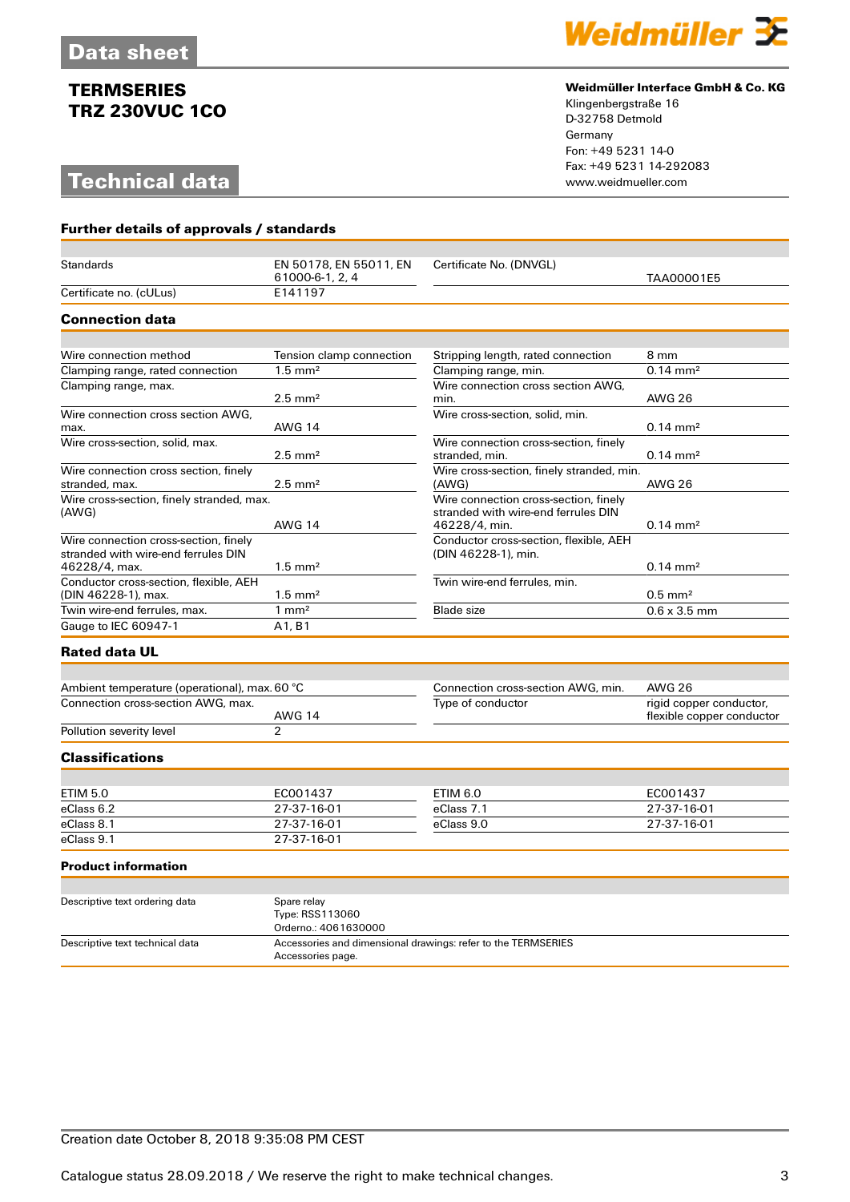# TERMSERIES
# TRZ 230VUC 1CO

**Weidmüller Interface GmbH & Co. KG**
Klingenbergstraße 16
D-32758 Detmold
Germany
Fon: +49 5231 14-0
Fax: +49 5231 14-292083
www.weidmueller.com

## Technical data

### Further details of approvals / standards

| | | | |
|---|---|---|---|
| Standards | EN 50178, EN 55011, EN 61000-6-1, 2, 4 | Certificate No. (DNVGL) | TAA00001E5 |
| Certificate no. (cULus) | E141197 | | |

### Connection data

| | | | |
|---|---|---|---|
| Wire connection method | Tension clamp connection | Stripping length, rated connection | 8 mm |
| Clamping range, rated connection | 1.5 mm² | Clamping range, min. | 0.14 mm² |
| Clamping range, max. | 2.5 mm² | Wire connection cross section AWG, min. | AWG 26 |
| Wire connection cross section AWG, max. | AWG 14 | Wire cross-section, solid, min. | 0.14 mm² |
| Wire cross-section, solid, max. | 2.5 mm² | Wire connection cross-section, finely stranded, min. | 0.14 mm² |
| Wire connection cross section, finely stranded, max. | 2.5 mm² | Wire cross-section, finely stranded, min. (AWG) | AWG 26 |
| Wire cross-section, finely stranded, max. (AWG) | AWG 14 | Wire connection cross-section, finely stranded with wire-end ferrules DIN 46228/4, min. | 0.14 mm² |
| Wire connection cross-section, finely stranded with wire-end ferrules DIN 46228/4, max. | 1.5 mm² | Conductor cross-section, flexible, AEH (DIN 46228-1), min. | 0.14 mm² |
| Conductor cross-section, flexible, AEH (DIN 46228-1), max. | 1.5 mm² | Twin wire-end ferrules, min. | 0.5 mm² |
| Twin wire-end ferrules, max. | 1 mm² | Blade size | 0.6 x 3.5 mm |
| Gauge to IEC 60947-1 | A1, B1 | | |

### Rated data UL

| | | | |
|---|---|---|---|
| Ambient temperature (operational), max. | 60 °C | Connection cross-section AWG, min. | AWG 26 |
| Connection cross-section AWG, max. | AWG 14 | Type of conductor | rigid copper conductor, flexible copper conductor |
| Pollution severity level | 2 | | |

### Classifications

| | | | |
|---|---|---|---|
| ETIM 5.0 | EC001437 | ETIM 6.0 | EC001437 |
| eClass 6.2 | 27-37-16-01 | eClass 7.1 | 27-37-16-01 |
| eClass 8.1 | 27-37-16-01 | eClass 9.0 | 27-37-16-01 |
| eClass 9.1 | 27-37-16-01 | | |

### Product information

| | |
|---|---|
| Descriptive text ordering data | Spare relay<br>Type: RSS113060<br>Orderno.: 4061630000 |
| Descriptive text technical data | Accessories and dimensional drawings: refer to the TERMSERIES Accessories page. |

Creation date October 8, 2018 9:35:08 PM CEST

Catalogue status 28.09.2018 / We reserve the right to make technical changes.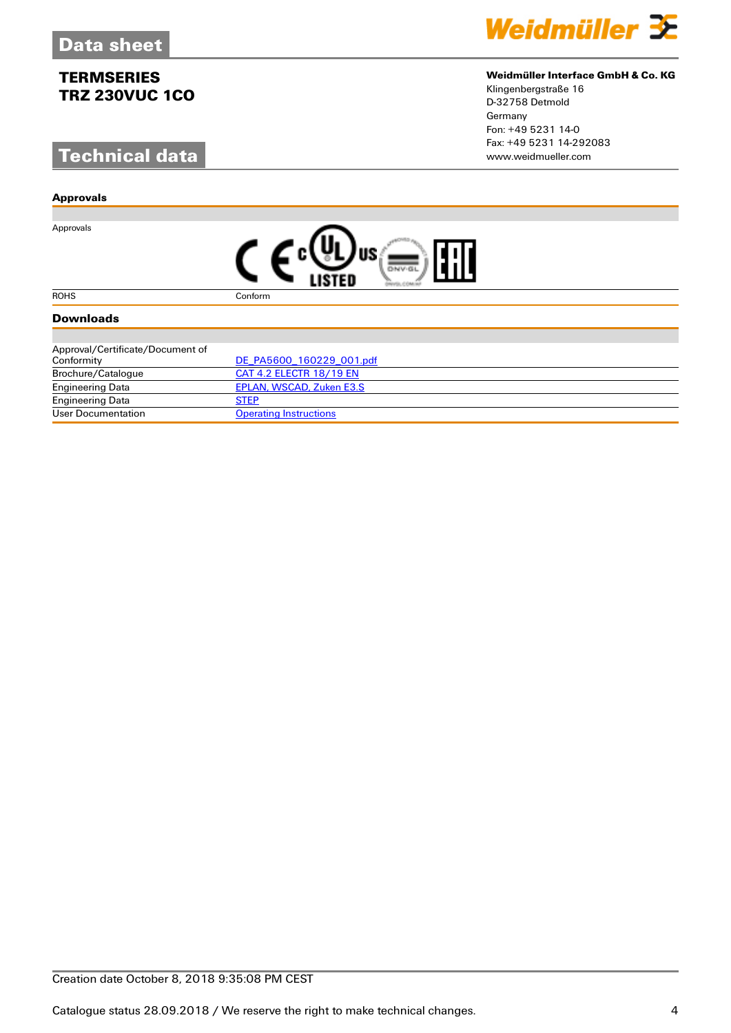# Data sheet

## TERMSERIES
## TRZ 230VUC 1CO

**Weidmüller Interface GmbH & Co. KG**
Klingenbergstraße 16
D-32758 Detmold
Germany
Fon: +49 5231 14-0
Fax: +49 5231 14-292083
www.weidmueller.com

# Technical data

### Approvals

| | |
|---|---|
| Approvals | |
| ROHS | Conform |

### Downloads

| | |
|---|---|
| Approval/Certificate/Document of Conformity | DE_PA5600_160229_001.pdf |
| Brochure/Catalogue | CAT 4.2 ELECTR 18/19 EN |
| Engineering Data | EPLAN, WSCAD, Zuken E3.S |
| Engineering Data | STEP |
| User Documentation | Operating Instructions |

Creation date October 8, 2018 9:35:08 PM CEST

Catalogue status 28.09.2018 / We reserve the right to make technical changes.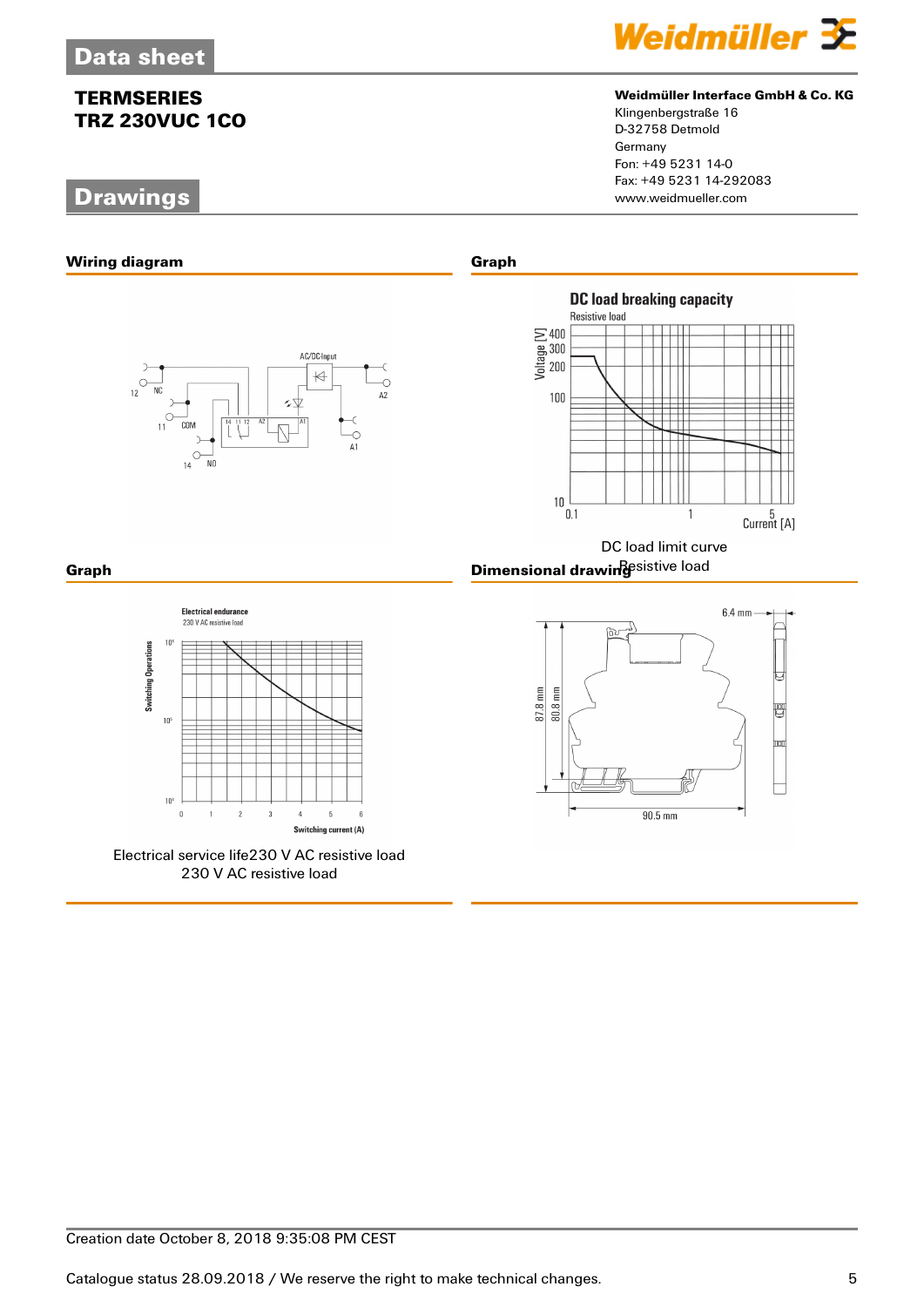## Drawings

### Wiring diagram

AC/DC-Input

12 NC

11 COM

14 NO

14 11 12 A2 A1

A2

A1

### Graph

DC load breaking capacity

Resistive load

Voltage [V]

400
300
200
100
10

0.1
1
5
Current [A]

DC load limit curve
Resistive load

### Graph

Electrical endurance

230 V AC resistive load

Switching Operations

$10^{6}$
$10^{5}$
$10^{4}$

0 1 2 3 4 5 6

Switching current (A)

Electrical service life230 V AC resistive load
230 V AC resistive load

### Dimensional drawing

6.4 mm

87.8 mm

80.8 mm

90.5 mm

Creation date October 8, 2018 9:35:08 PM CEST

Catalogue status 28.09.2018 / We reserve the right to make technical changes.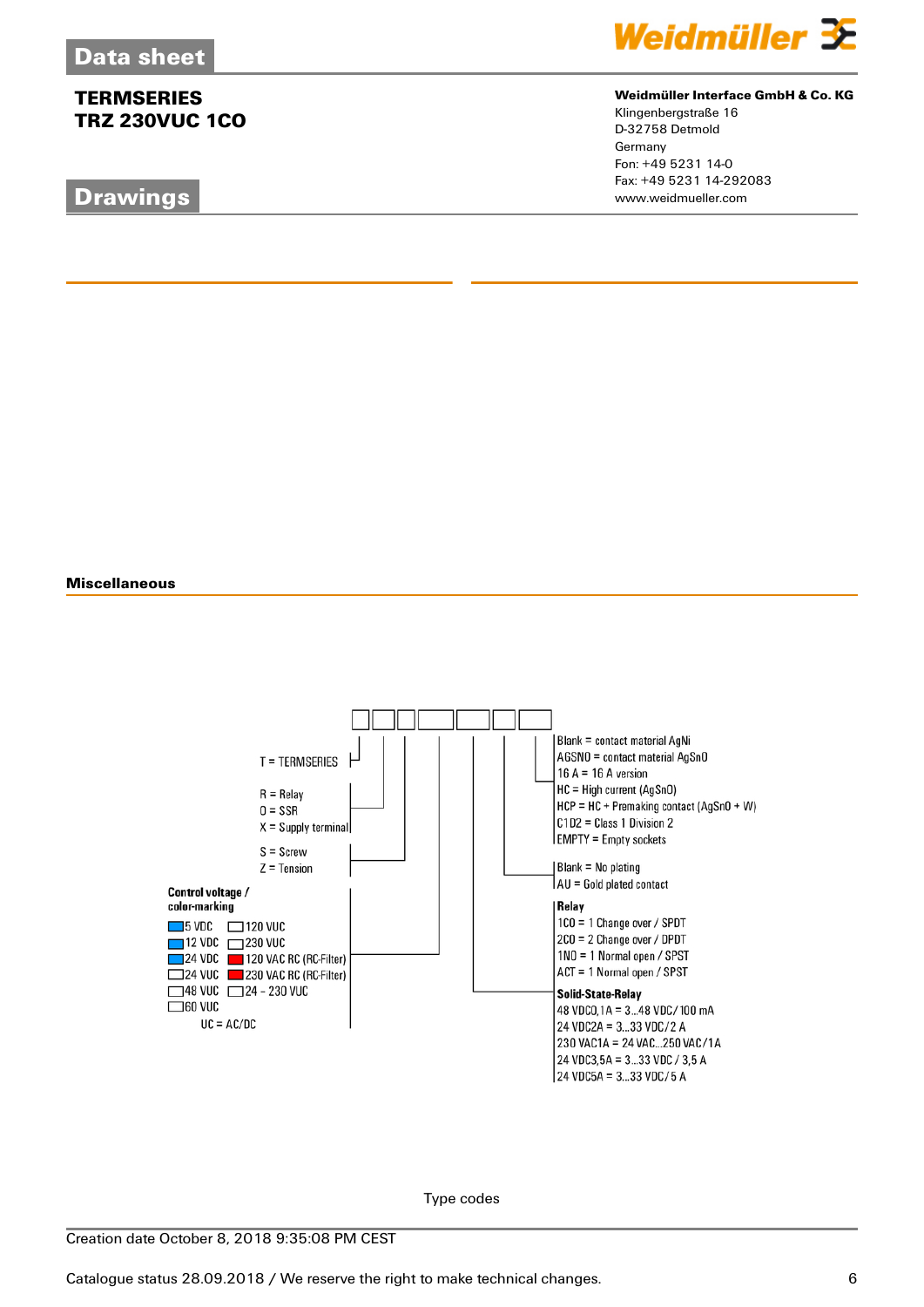## Data sheet

**TERMSERIES**
**TRZ 230VUC 1CO**

**Weidmüller Interface GmbH & Co. KG**
Klingenbergstraße 16
D-32758 Detmold
Germany
Fon: +49 5231 14-0
Fax: +49 5231 14-292083
www.weidmueller.com

## Drawings

### Miscellaneous

T = TERMSERIES

R = Relay
O = SSR
X = Supply terminal

S = Screw
Z = Tension

**Control voltage / color-marking**

5 VDC
12 VDC
24 VDC
24 VUC
48 VUC
60 VUC
120 VUC
230 VUC
120 VAC RC (RC-Filter)
230 VAC RC (RC-Filter)
24 - 230 VUC

UC = AC/DC

Blank = contact material AgNi
AGSNO = contact material AgSnO
16 A = 16 A version
HC = High current (AgSnO)
HCP = HC + Premaking contact (AgSnO + W)
C1D2 = Class 1 Division 2
EMPTY = Empty sockets

Blank = No plating
AU = Gold plated contact

**Relay**
1CO = 1 Change over / SPDT
2CO = 2 Change over / DPDT
1NO = 1 Normal open / SPST
ACT = 1 Normal open / SPST

**Solid-State-Relay**
48 VDC0,1A = 3...48 VDC/100 mA
24 VDC2A = 3...33 VDC/2 A
230 VAC1A = 24 VAC...250 VAC/1A
24 VDC3,5A = 3...33 VDC / 3,5 A
24 VDC5A = 3...33 VDC/5 A

Type codes

Creation date October 8, 2018 9:35:08 PM CEST

Catalogue status 28.09.2018 / We reserve the right to make technical changes.